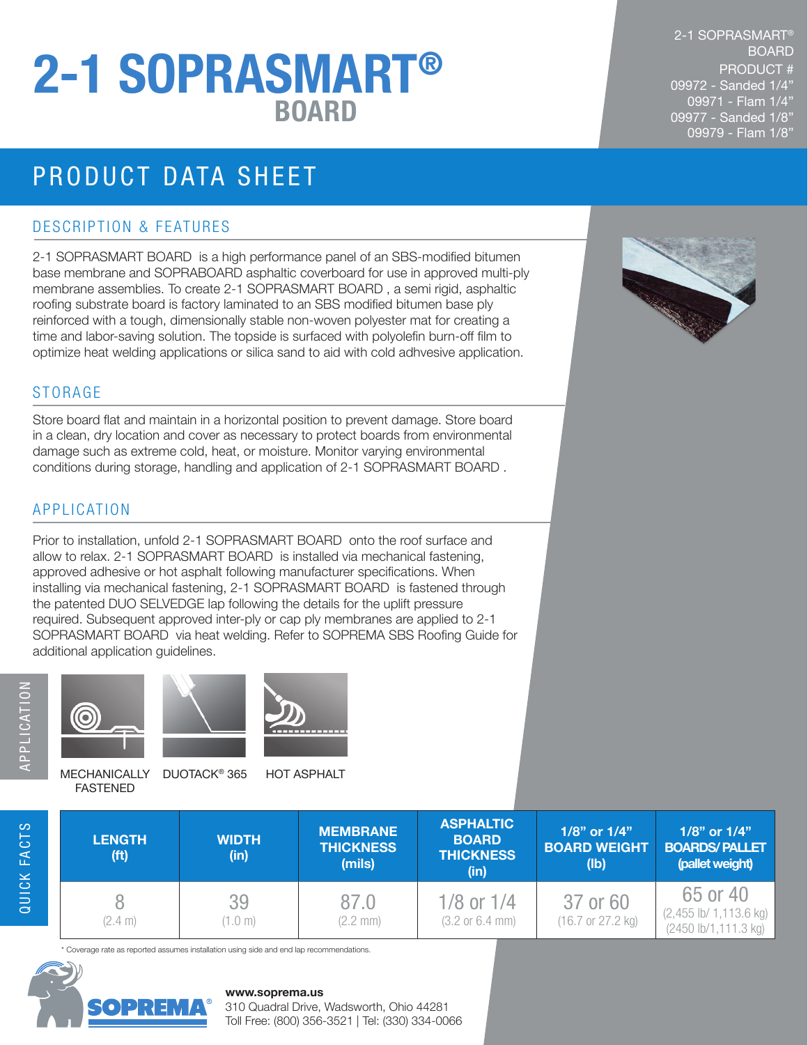# 2-1 SOPRASMART® BOARD

2-1 SOPRASMART® BOARD
PRODUCT #
09972 - Sanded 1/4"
09971 - Flam 1/4"
09977 - Sanded 1/8"
09979 - Flam 1/8"

## PRODUCT DATA SHEET

### DESCRIPTION & FEATURES

2-1 SOPRASMART BOARD is a high performance panel of an SBS-modified bitumen base membrane and SOPRABOARD asphaltic coverboard for use in approved multi-ply membrane assemblies. To create 2-1 SOPRASMART BOARD , a semi rigid, asphaltic roofing substrate board is factory laminated to an SBS modified bitumen base ply reinforced with a tough, dimensionally stable non-woven polyester mat for creating a time and labor-saving solution. The topside is surfaced with polyolefin burn-off film to optimize heat welding applications or silica sand to aid with cold adhvesive application.

### STORAGE

Store board flat and maintain in a horizontal position to prevent damage. Store board in a clean, dry location and cover as necessary to protect boards from environmental damage such as extreme cold, heat, or moisture. Monitor varying environmental conditions during storage, handling and application of 2-1 SOPRASMART BOARD .

### APPLICATION

Prior to installation, unfold 2-1 SOPRASMART BOARD onto the roof surface and allow to relax. 2-1 SOPRASMART BOARD is installed via mechanical fastening, approved adhesive or hot asphalt following manufacturer specifications. When installing via mechanical fastening, 2-1 SOPRASMART BOARD is fastened through the patented DUO SELVEDGE lap following the details for the uplift pressure required. Subsequent approved inter-ply or cap ply membranes are applied to 2-1 SOPRASMART BOARD via heat welding. Refer to SOPREMA SBS Roofing Guide for additional application guidelines.

APPLICATION

MECHANICALLY FASTENED | DUOTACK® 365 | HOT ASPHALT

QUICK FACTS

| LENGTH (ft) | WIDTH (in) | MEMBRANE THICKNESS (mils) | ASPHALTIC BOARD THICKNESS (in) | 1/8" or 1/4" BOARD WEIGHT (lb) | 1/8" or 1/4" BOARDS/ PALLET (pallet weight) |
|---|---|---|---|---|---|
| 8 (2.4 m) | 39 (1.0 m) | 87.0 (2.2 mm) | 1/8 or 1/4 (3.2 or 6.4 mm) | 37 or 60 (16.7 or 27.2 kg) | 65 or 40 (2,455 lb/ 1,113.6 kg) (2450 lb/1,111.3 kg) |

\* Coverage rate as reported assumes installation using side and end lap recommendations.

SOPREMA®

**www.soprema.us**
310 Quadral Drive, Wadsworth, Ohio 44281
Toll Free: (800) 356-3521 | Tel: (330) 334-0066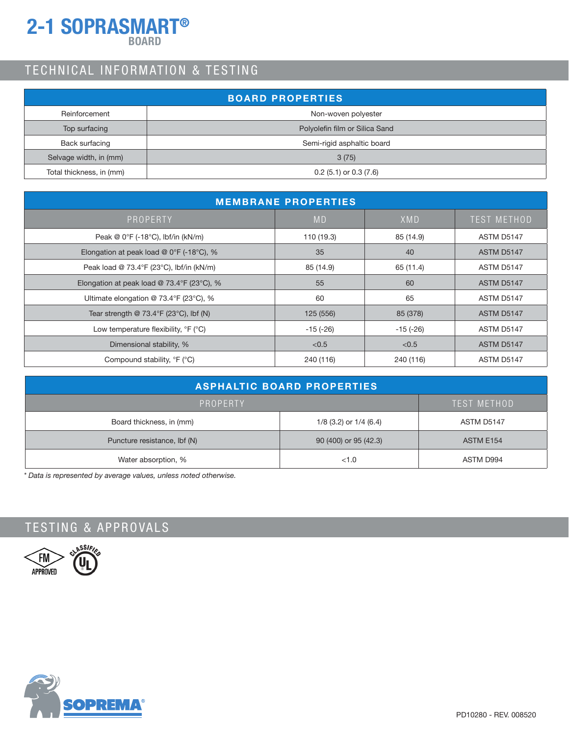# 2-1 SOPRASMART®
BOARD

## TECHNICAL INFORMATION & TESTING

| BOARD PROPERTIES | |
|---|---|
| Reinforcement | Non-woven polyester |
| Top surfacing | Polyolefin film or Silica Sand |
| Back surfacing | Semi-rigid asphaltic board |
| Selvage width, in (mm) | 3 (75) |
| Total thickness, in (mm) | 0.2 (5.1) or 0.3 (7.6) |

**MEMBRANE PROPERTIES**

| PROPERTY | MD | XMD | TEST METHOD |
|---|---|---|---|
| Peak @ 0°F (-18°C), lbf/in (kN/m) | 110 (19.3) | 85 (14.9) | ASTM D5147 |
| Elongation at peak load @ 0°F (-18°C), % | 35 | 40 | ASTM D5147 |
| Peak load @ 73.4°F (23°C), lbf/in (kN/m) | 85 (14.9) | 65 (11.4) | ASTM D5147 |
| Elongation at peak load @ 73.4°F (23°C), % | 55 | 60 | ASTM D5147 |
| Ultimate elongation @ 73.4°F (23°C), % | 60 | 65 | ASTM D5147 |
| Tear strength @ 73.4°F (23°C), lbf (N) | 125 (556) | 85 (378) | ASTM D5147 |
| Low temperature flexibility, °F (°C) | -15 (-26) | -15 (-26) | ASTM D5147 |
| Dimensional stability, % | <0.5 | <0.5 | ASTM D5147 |
| Compound stability, °F (°C) | 240 (116) | 240 (116) | ASTM D5147 |

**ASPHALTIC BOARD PROPERTIES**

| PROPERTY | | TEST METHOD |
|---|---|---|
| Board thickness, in (mm) | 1/8 (3.2) or 1/4 (6.4) | ASTM D5147 |
| Puncture resistance, lbf (N) | 90 (400) or 95 (42.3) | ASTM E154 |
| Water absorption, % | <1.0 | ASTM D994 |

*\* Data is represented by average values, unless noted otherwise.*

## TESTING & APPROVALS

FM APPROVED

CLASSIFIED UL

SOPREMA®

PD10280 - REV. 008520